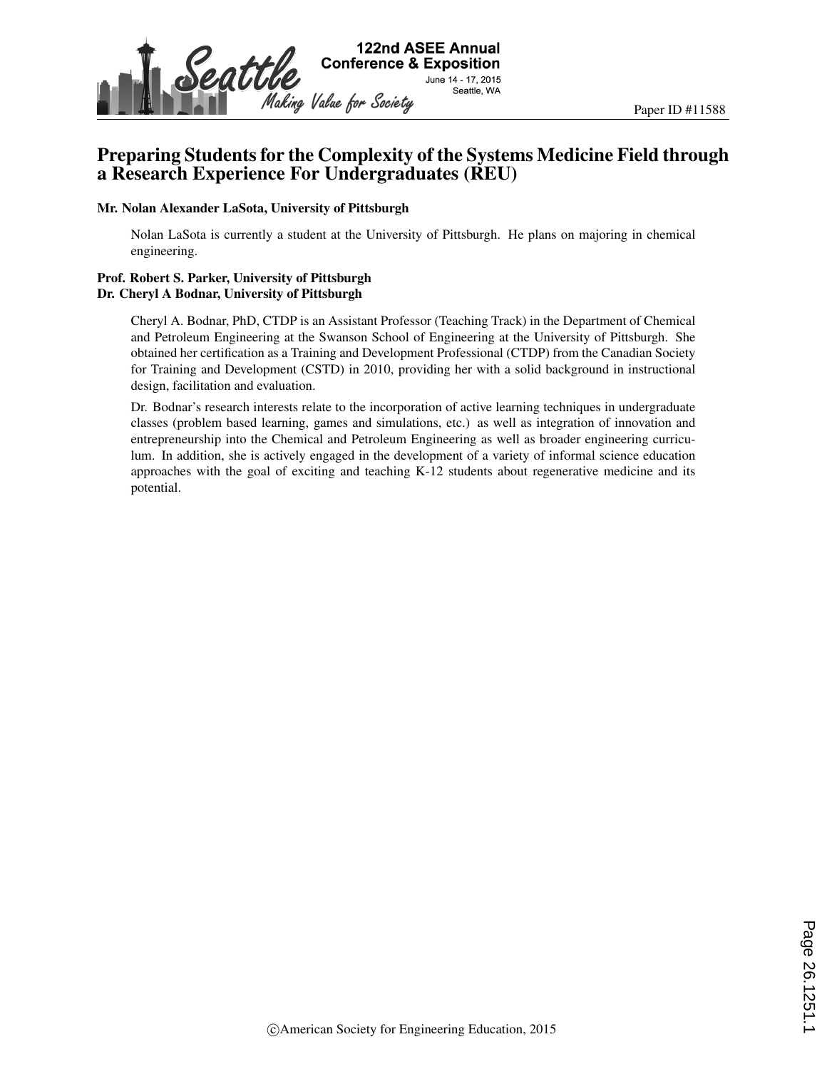Paper ID #11588

# Preparing Students for the Complexity of the Systems Medicine Field through a Research Experience For Undergraduates (REU)

**Mr. Nolan Alexander LaSota, University of Pittsburgh**

Nolan LaSota is currently a student at the University of Pittsburgh. He plans on majoring in chemical engineering.

**Prof. Robert S. Parker, University of Pittsburgh**
**Dr. Cheryl A Bodnar, University of Pittsburgh**

Cheryl A. Bodnar, PhD, CTDP is an Assistant Professor (Teaching Track) in the Department of Chemical and Petroleum Engineering at the Swanson School of Engineering at the University of Pittsburgh. She obtained her certification as a Training and Development Professional (CTDP) from the Canadian Society for Training and Development (CSTD) in 2010, providing her with a solid background in instructional design, facilitation and evaluation.

Dr. Bodnar's research interests relate to the incorporation of active learning techniques in undergraduate classes (problem based learning, games and simulations, etc.) as well as integration of innovation and entrepreneurship into the Chemical and Petroleum Engineering as well as broader engineering curriculum. In addition, she is actively engaged in the development of a variety of informal science education approaches with the goal of exciting and teaching K-12 students about regenerative medicine and its potential.

©American Society for Engineering Education, 2015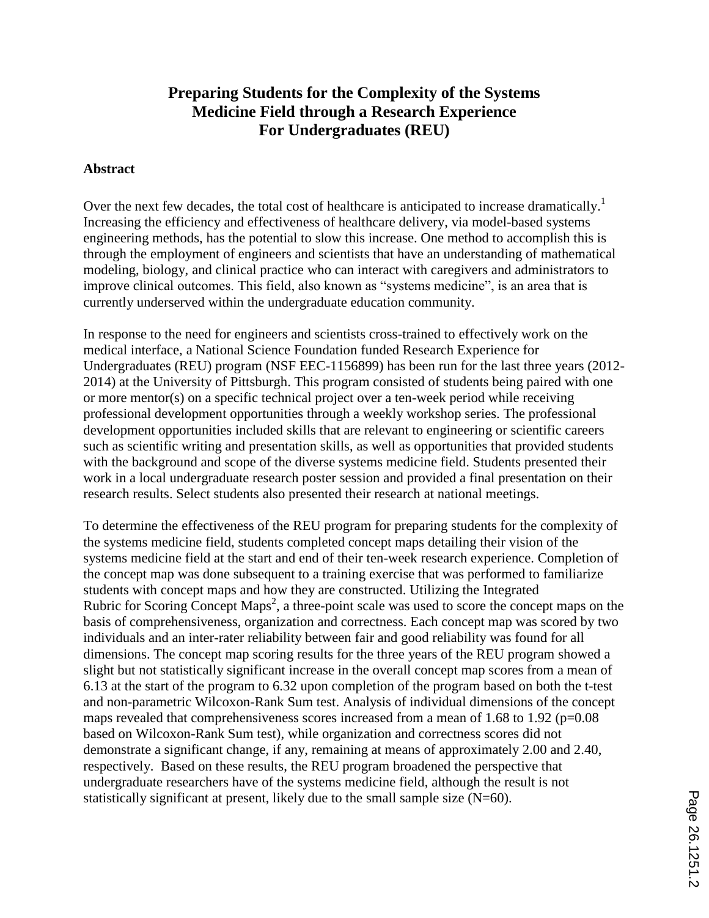# Preparing Students for the Complexity of the Systems Medicine Field through a Research Experience For Undergraduates (REU)

## Abstract

Over the next few decades, the total cost of healthcare is anticipated to increase dramatically.[1] Increasing the efficiency and effectiveness of healthcare delivery, via model-based systems engineering methods, has the potential to slow this increase. One method to accomplish this is through the employment of engineers and scientists that have an understanding of mathematical modeling, biology, and clinical practice who can interact with caregivers and administrators to improve clinical outcomes. This field, also known as "systems medicine", is an area that is currently underserved within the undergraduate education community.

In response to the need for engineers and scientists cross-trained to effectively work on the medical interface, a National Science Foundation funded Research Experience for Undergraduates (REU) program (NSF EEC-1156899) has been run for the last three years (2012-2014) at the University of Pittsburgh. This program consisted of students being paired with one or more mentor(s) on a specific technical project over a ten-week period while receiving professional development opportunities through a weekly workshop series. The professional development opportunities included skills that are relevant to engineering or scientific careers such as scientific writing and presentation skills, as well as opportunities that provided students with the background and scope of the diverse systems medicine field. Students presented their work in a local undergraduate research poster session and provided a final presentation on their research results. Select students also presented their research at national meetings.

To determine the effectiveness of the REU program for preparing students for the complexity of the systems medicine field, students completed concept maps detailing their vision of the systems medicine field at the start and end of their ten-week research experience. Completion of the concept map was done subsequent to a training exercise that was performed to familiarize students with concept maps and how they are constructed. Utilizing the Integrated Rubric for Scoring Concept Maps[2], a three-point scale was used to score the concept maps on the basis of comprehensiveness, organization and correctness. Each concept map was scored by two individuals and an inter-rater reliability between fair and good reliability was found for all dimensions. The concept map scoring results for the three years of the REU program showed a slight but not statistically significant increase in the overall concept map scores from a mean of 6.13 at the start of the program to 6.32 upon completion of the program based on both the t-test and non-parametric Wilcoxon-Rank Sum test. Analysis of individual dimensions of the concept maps revealed that comprehensiveness scores increased from a mean of 1.68 to 1.92 ($p=0.08$ based on Wilcoxon-Rank Sum test), while organization and correctness scores did not demonstrate a significant change, if any, remaining at means of approximately 2.00 and 2.40, respectively. Based on these results, the REU program broadened the perspective that undergraduate researchers have of the systems medicine field, although the result is not statistically significant at present, likely due to the small sample size ($N=60$).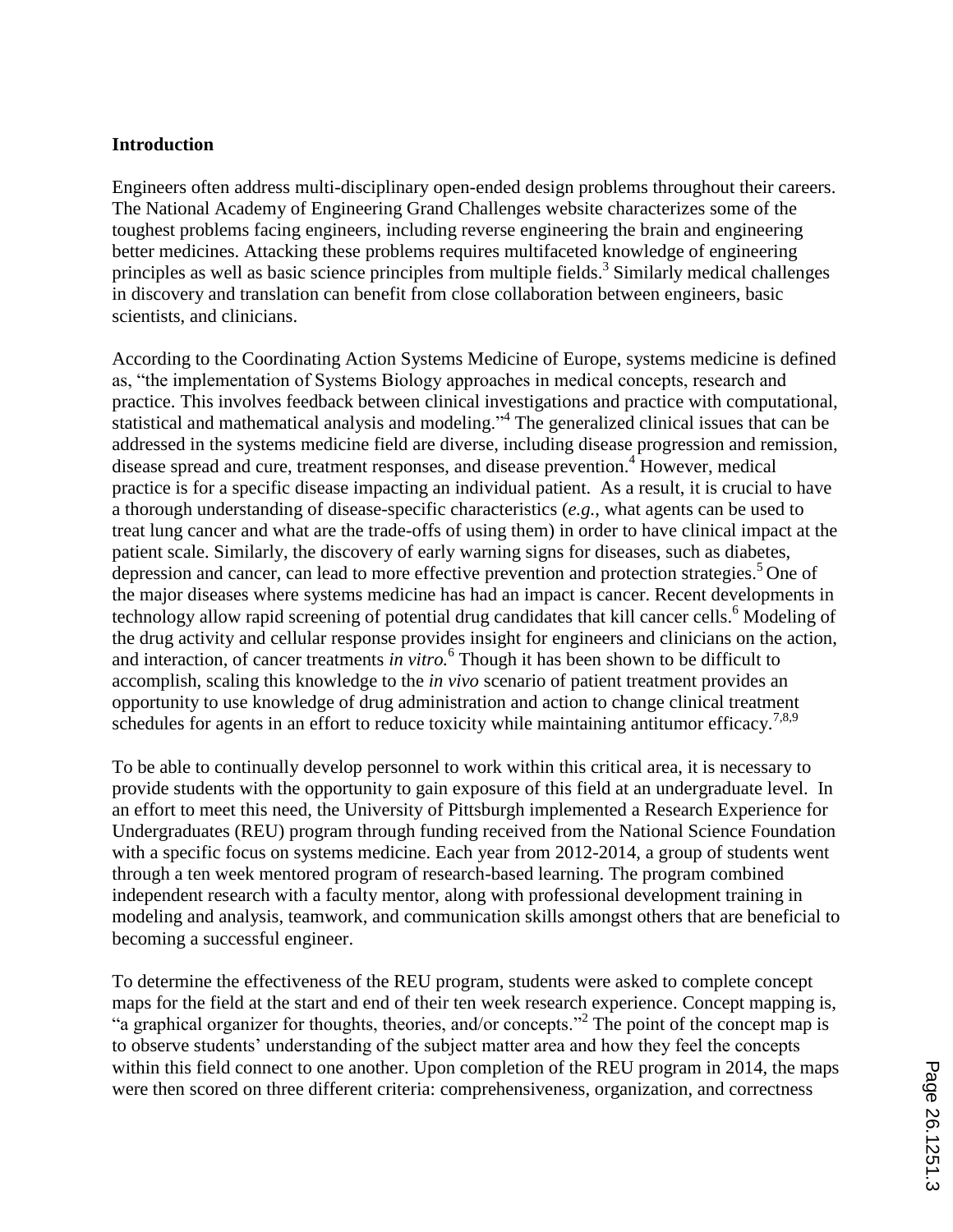## Introduction

Engineers often address multi-disciplinary open-ended design problems throughout their careers. The National Academy of Engineering Grand Challenges website characterizes some of the toughest problems facing engineers, including reverse engineering the brain and engineering better medicines. Attacking these problems requires multifaceted knowledge of engineering principles as well as basic science principles from multiple fields.[3] Similarly medical challenges in discovery and translation can benefit from close collaboration between engineers, basic scientists, and clinicians.

According to the Coordinating Action Systems Medicine of Europe, systems medicine is defined as, "the implementation of Systems Biology approaches in medical concepts, research and practice. This involves feedback between clinical investigations and practice with computational, statistical and mathematical analysis and modeling."[4] The generalized clinical issues that can be addressed in the systems medicine field are diverse, including disease progression and remission, disease spread and cure, treatment responses, and disease prevention.[4] However, medical practice is for a specific disease impacting an individual patient. As a result, it is crucial to have a thorough understanding of disease-specific characteristics (*e.g.*, what agents can be used to treat lung cancer and what are the trade-offs of using them) in order to have clinical impact at the patient scale. Similarly, the discovery of early warning signs for diseases, such as diabetes, depression and cancer, can lead to more effective prevention and protection strategies.[5] One of the major diseases where systems medicine has had an impact is cancer. Recent developments in technology allow rapid screening of potential drug candidates that kill cancer cells.[6] Modeling of the drug activity and cellular response provides insight for engineers and clinicians on the action, and interaction, of cancer treatments *in vitro.*[6] Though it has been shown to be difficult to accomplish, scaling this knowledge to the *in vivo* scenario of patient treatment provides an opportunity to use knowledge of drug administration and action to change clinical treatment schedules for agents in an effort to reduce toxicity while maintaining antitumor efficacy.[7,8,9]

To be able to continually develop personnel to work within this critical area, it is necessary to provide students with the opportunity to gain exposure of this field at an undergraduate level. In an effort to meet this need, the University of Pittsburgh implemented a Research Experience for Undergraduates (REU) program through funding received from the National Science Foundation with a specific focus on systems medicine. Each year from 2012-2014, a group of students went through a ten week mentored program of research-based learning. The program combined independent research with a faculty mentor, along with professional development training in modeling and analysis, teamwork, and communication skills amongst others that are beneficial to becoming a successful engineer.

To determine the effectiveness of the REU program, students were asked to complete concept maps for the field at the start and end of their ten week research experience. Concept mapping is, "a graphical organizer for thoughts, theories, and/or concepts."[2] The point of the concept map is to observe students' understanding of the subject matter area and how they feel the concepts within this field connect to one another. Upon completion of the REU program in 2014, the maps were then scored on three different criteria: comprehensiveness, organization, and correctness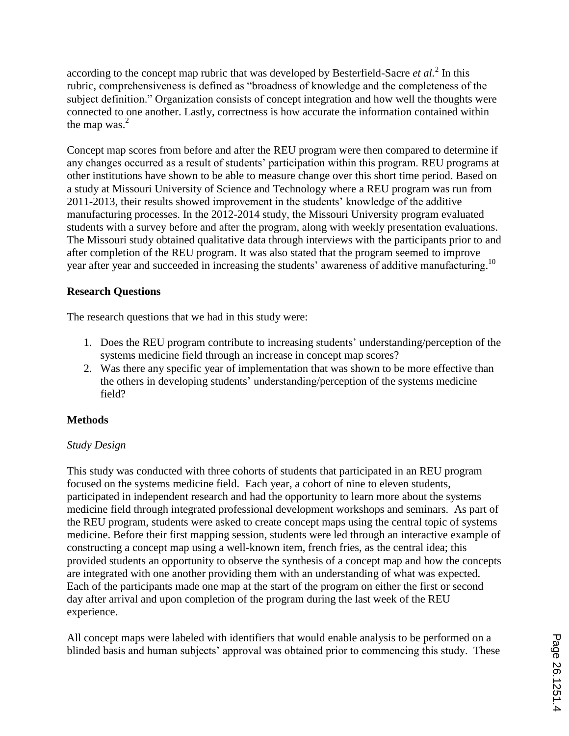according to the concept map rubric that was developed by Besterfield-Sacre *et al.*[2] In this rubric, comprehensiveness is defined as "broadness of knowledge and the completeness of the subject definition." Organization consists of concept integration and how well the thoughts were connected to one another. Lastly, correctness is how accurate the information contained within the map was.[2]

Concept map scores from before and after the REU program were then compared to determine if any changes occurred as a result of students' participation within this program. REU programs at other institutions have shown to be able to measure change over this short time period. Based on a study at Missouri University of Science and Technology where a REU program was run from 2011-2013, their results showed improvement in the students' knowledge of the additive manufacturing processes. In the 2012-2014 study, the Missouri University program evaluated students with a survey before and after the program, along with weekly presentation evaluations. The Missouri study obtained qualitative data through interviews with the participants prior to and after completion of the REU program. It was also stated that the program seemed to improve year after year and succeeded in increasing the students' awareness of additive manufacturing.[10]

## Research Questions

The research questions that we had in this study were:

1. Does the REU program contribute to increasing students' understanding/perception of the systems medicine field through an increase in concept map scores?
2. Was there any specific year of implementation that was shown to be more effective than the others in developing students' understanding/perception of the systems medicine field?

## Methods

### *Study Design*

This study was conducted with three cohorts of students that participated in an REU program focused on the systems medicine field. Each year, a cohort of nine to eleven students, participated in independent research and had the opportunity to learn more about the systems medicine field through integrated professional development workshops and seminars. As part of the REU program, students were asked to create concept maps using the central topic of systems medicine. Before their first mapping session, students were led through an interactive example of constructing a concept map using a well-known item, french fries, as the central idea; this provided students an opportunity to observe the synthesis of a concept map and how the concepts are integrated with one another providing them with an understanding of what was expected. Each of the participants made one map at the start of the program on either the first or second day after arrival and upon completion of the program during the last week of the REU experience.

All concept maps were labeled with identifiers that would enable analysis to be performed on a blinded basis and human subjects' approval was obtained prior to commencing this study. These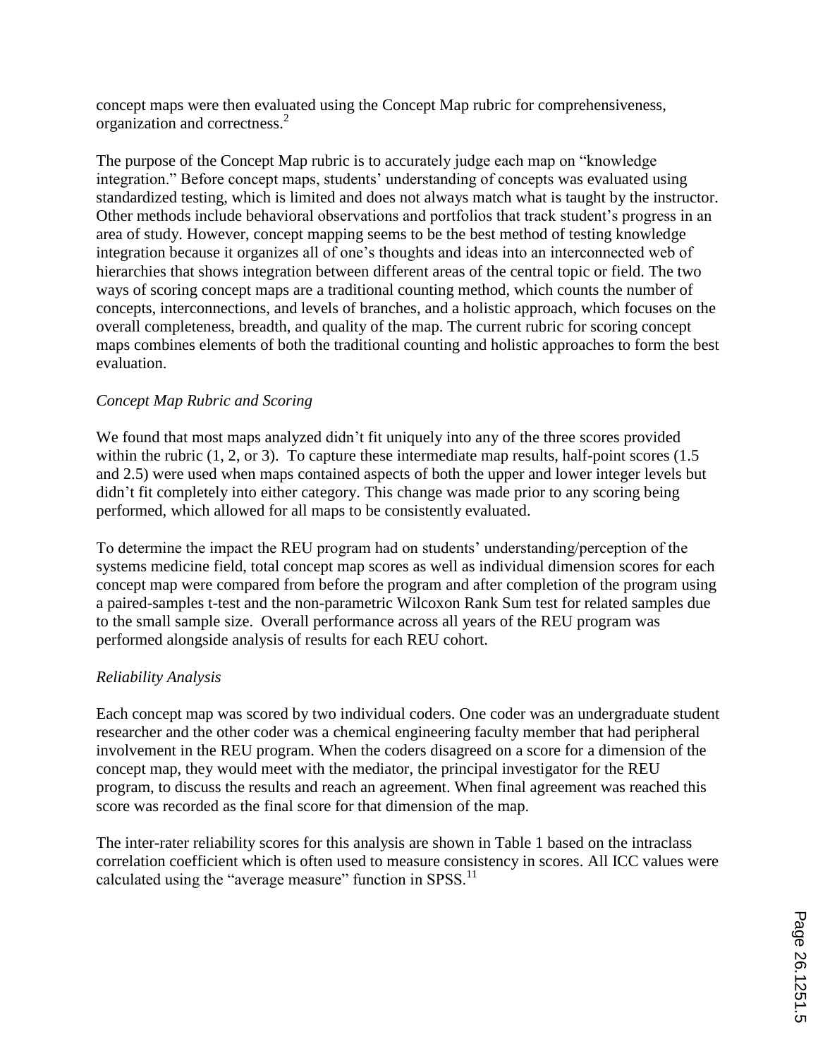concept maps were then evaluated using the Concept Map rubric for comprehensiveness, organization and correctness.[2]

The purpose of the Concept Map rubric is to accurately judge each map on "knowledge integration." Before concept maps, students' understanding of concepts was evaluated using standardized testing, which is limited and does not always match what is taught by the instructor. Other methods include behavioral observations and portfolios that track student's progress in an area of study. However, concept mapping seems to be the best method of testing knowledge integration because it organizes all of one's thoughts and ideas into an interconnected web of hierarchies that shows integration between different areas of the central topic or field. The two ways of scoring concept maps are a traditional counting method, which counts the number of concepts, interconnections, and levels of branches, and a holistic approach, which focuses on the overall completeness, breadth, and quality of the map. The current rubric for scoring concept maps combines elements of both the traditional counting and holistic approaches to form the best evaluation.

*Concept Map Rubric and Scoring*

We found that most maps analyzed didn't fit uniquely into any of the three scores provided within the rubric (1, 2, or 3). To capture these intermediate map results, half-point scores (1.5 and 2.5) were used when maps contained aspects of both the upper and lower integer levels but didn't fit completely into either category. This change was made prior to any scoring being performed, which allowed for all maps to be consistently evaluated.

To determine the impact the REU program had on students' understanding/perception of the systems medicine field, total concept map scores as well as individual dimension scores for each concept map were compared from before the program and after completion of the program using a paired-samples t-test and the non-parametric Wilcoxon Rank Sum test for related samples due to the small sample size. Overall performance across all years of the REU program was performed alongside analysis of results for each REU cohort.

*Reliability Analysis*

Each concept map was scored by two individual coders. One coder was an undergraduate student researcher and the other coder was a chemical engineering faculty member that had peripheral involvement in the REU program. When the coders disagreed on a score for a dimension of the concept map, they would meet with the mediator, the principal investigator for the REU program, to discuss the results and reach an agreement. When final agreement was reached this score was recorded as the final score for that dimension of the map.

The inter-rater reliability scores for this analysis are shown in Table 1 based on the intraclass correlation coefficient which is often used to measure consistency in scores. All ICC values were calculated using the "average measure" function in SPSS.[11]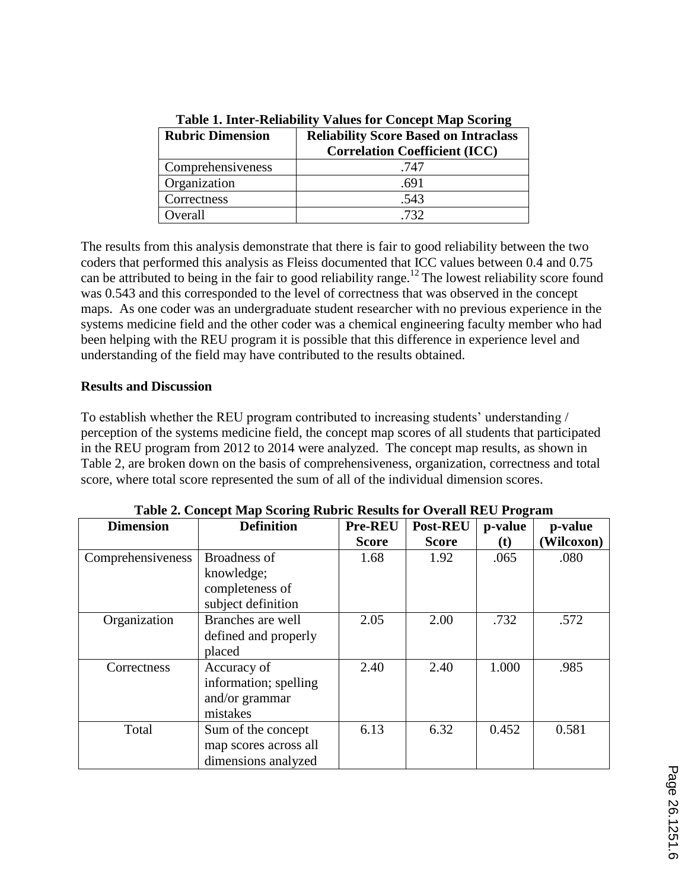**Table 1. Inter-Reliability Values for Concept Map Scoring**

| Rubric Dimension | Reliability Score Based on Intraclass Correlation Coefficient (ICC) |
|---|---|
| Comprehensiveness | .747 |
| Organization | .691 |
| Correctness | .543 |
| Overall | .732 |

The results from this analysis demonstrate that there is fair to good reliability between the two coders that performed this analysis as Fleiss documented that ICC values between 0.4 and 0.75 can be attributed to being in the fair to good reliability range.[12] The lowest reliability score found was 0.543 and this corresponded to the level of correctness that was observed in the concept maps. As one coder was an undergraduate student researcher with no previous experience in the systems medicine field and the other coder was a chemical engineering faculty member who had been helping with the REU program it is possible that this difference in experience level and understanding of the field may have contributed to the results obtained.

## Results and Discussion

To establish whether the REU program contributed to increasing students' understanding / perception of the systems medicine field, the concept map scores of all students that participated in the REU program from 2012 to 2014 were analyzed. The concept map results, as shown in Table 2, are broken down on the basis of comprehensiveness, organization, correctness and total score, where total score represented the sum of all of the individual dimension scores.

**Table 2. Concept Map Scoring Rubric Results for Overall REU Program**

| Dimension | Definition | Pre-REU Score | Post-REU Score | p-value (t) | p-value (Wilcoxon) |
|---|---|---|---|---|---|
| Comprehensiveness | Broadness of knowledge; completeness of subject definition | 1.68 | 1.92 | .065 | .080 |
| Organization | Branches are well defined and properly placed | 2.05 | 2.00 | .732 | .572 |
| Correctness | Accuracy of information; spelling and/or grammar mistakes | 2.40 | 2.40 | 1.000 | .985 |
| Total | Sum of the concept map scores across all dimensions analyzed | 6.13 | 6.32 | 0.452 | 0.581 |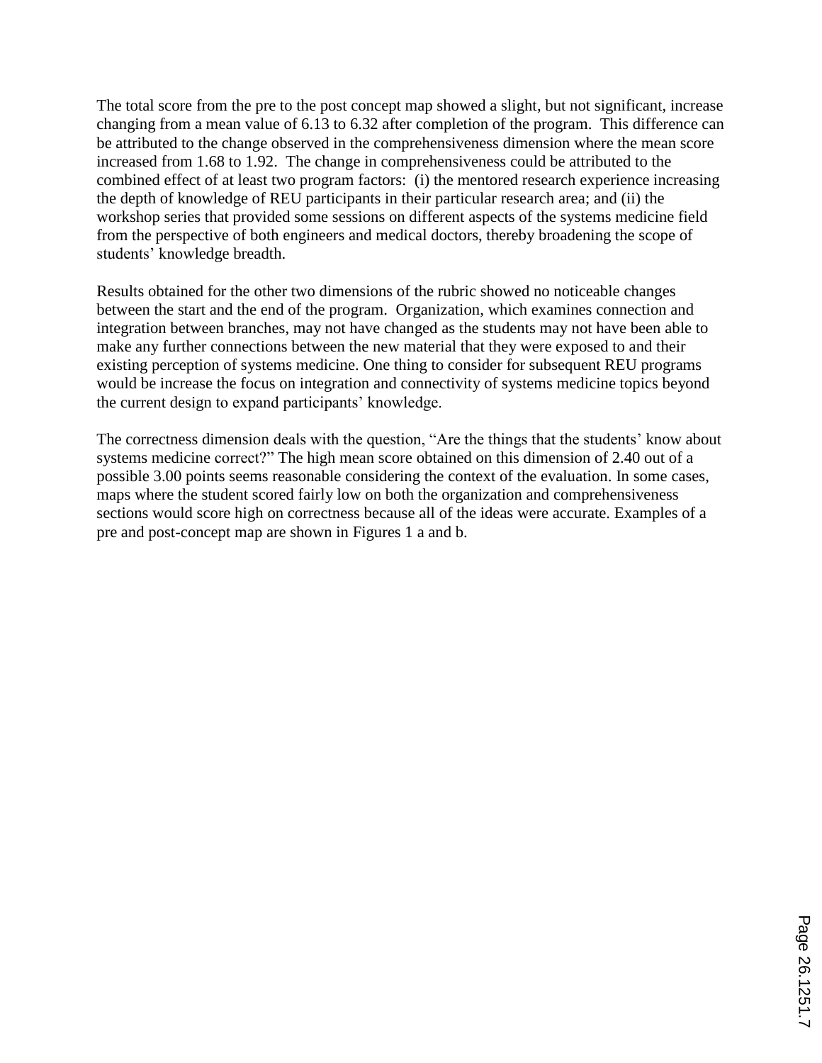The total score from the pre to the post concept map showed a slight, but not significant, increase changing from a mean value of 6.13 to 6.32 after completion of the program. This difference can be attributed to the change observed in the comprehensiveness dimension where the mean score increased from 1.68 to 1.92. The change in comprehensiveness could be attributed to the combined effect of at least two program factors: (i) the mentored research experience increasing the depth of knowledge of REU participants in their particular research area; and (ii) the workshop series that provided some sessions on different aspects of the systems medicine field from the perspective of both engineers and medical doctors, thereby broadening the scope of students' knowledge breadth.

Results obtained for the other two dimensions of the rubric showed no noticeable changes between the start and the end of the program. Organization, which examines connection and integration between branches, may not have changed as the students may not have been able to make any further connections between the new material that they were exposed to and their existing perception of systems medicine. One thing to consider for subsequent REU programs would be increase the focus on integration and connectivity of systems medicine topics beyond the current design to expand participants' knowledge.

The correctness dimension deals with the question, "Are the things that the students' know about systems medicine correct?" The high mean score obtained on this dimension of 2.40 out of a possible 3.00 points seems reasonable considering the context of the evaluation. In some cases, maps where the student scored fairly low on both the organization and comprehensiveness sections would score high on correctness because all of the ideas were accurate. Examples of a pre and post-concept map are shown in Figures 1 a and b.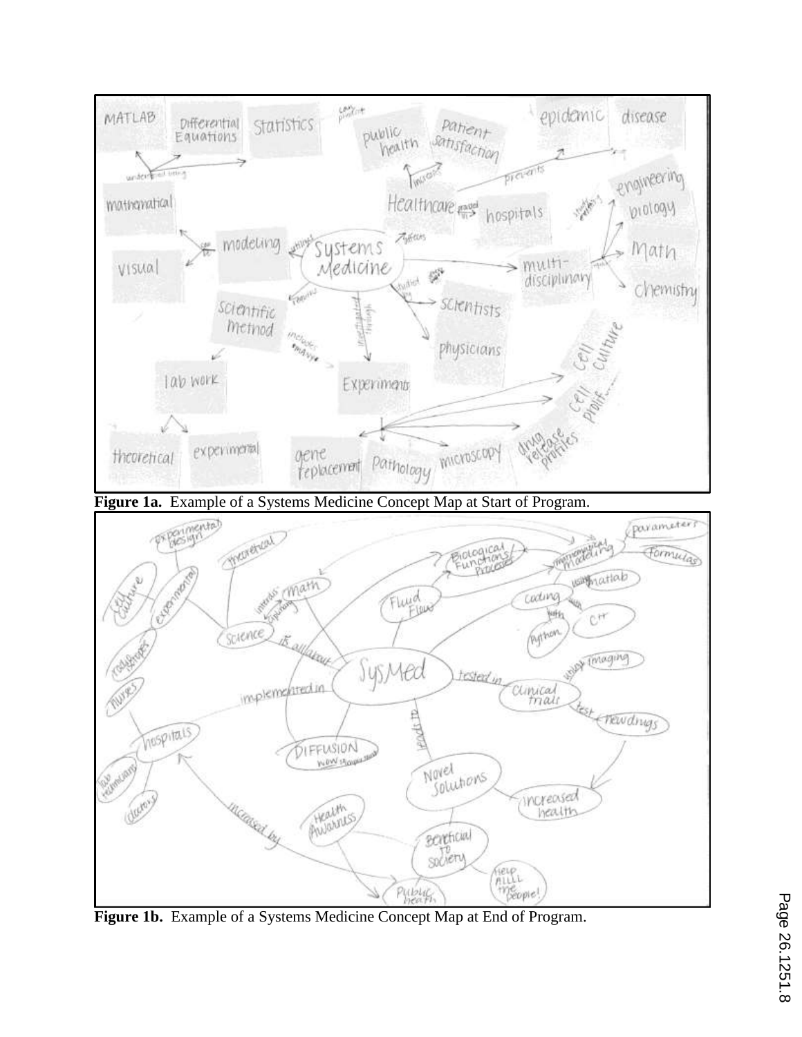Figure 1a. Example of a Systems Medicine Concept Map at Start of Program.

Figure 1b. Example of a Systems Medicine Concept Map at End of Program.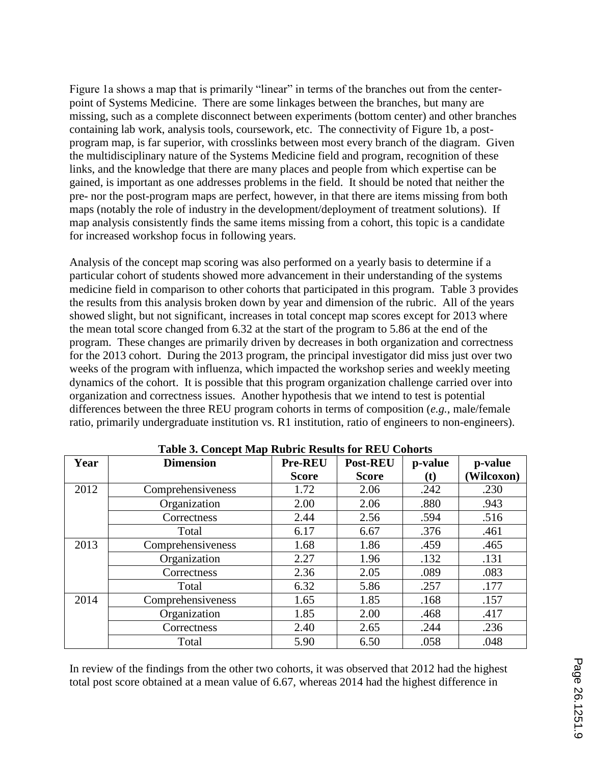Figure 1a shows a map that is primarily "linear" in terms of the branches out from the center-point of Systems Medicine. There are some linkages between the branches, but many are missing, such as a complete disconnect between experiments (bottom center) and other branches containing lab work, analysis tools, coursework, etc. The connectivity of Figure 1b, a post-program map, is far superior, with crosslinks between most every branch of the diagram. Given the multidisciplinary nature of the Systems Medicine field and program, recognition of these links, and the knowledge that there are many places and people from which expertise can be gained, is important as one addresses problems in the field. It should be noted that neither the pre- nor the post-program maps are perfect, however, in that there are items missing from both maps (notably the role of industry in the development/deployment of treatment solutions). If map analysis consistently finds the same items missing from a cohort, this topic is a candidate for increased workshop focus in following years.

Analysis of the concept map scoring was also performed on a yearly basis to determine if a particular cohort of students showed more advancement in their understanding of the systems medicine field in comparison to other cohorts that participated in this program. Table 3 provides the results from this analysis broken down by year and dimension of the rubric. All of the years showed slight, but not significant, increases in total concept map scores except for 2013 where the mean total score changed from 6.32 at the start of the program to 5.86 at the end of the program. These changes are primarily driven by decreases in both organization and correctness for the 2013 cohort. During the 2013 program, the principal investigator did miss just over two weeks of the program with influenza, which impacted the workshop series and weekly meeting dynamics of the cohort. It is possible that this program organization challenge carried over into organization and correctness issues. Another hypothesis that we intend to test is potential differences between the three REU program cohorts in terms of composition (*e.g.*, male/female ratio, primarily undergraduate institution vs. R1 institution, ratio of engineers to non-engineers).

**Table 3. Concept Map Rubric Results for REU Cohorts**

| Year | Dimension | Pre-REU Score | Post-REU Score | p-value (t) | p-value (Wilcoxon) |
|---|---|---|---|---|---|
| 2012 | Comprehensiveness | 1.72 | 2.06 | .242 | .230 |
| | Organization | 2.00 | 2.06 | .880 | .943 |
| | Correctness | 2.44 | 2.56 | .594 | .516 |
| | Total | 6.17 | 6.67 | .376 | .461 |
| 2013 | Comprehensiveness | 1.68 | 1.86 | .459 | .465 |
| | Organization | 2.27 | 1.96 | .132 | .131 |
| | Correctness | 2.36 | 2.05 | .089 | .083 |
| | Total | 6.32 | 5.86 | .257 | .177 |
| 2014 | Comprehensiveness | 1.65 | 1.85 | .168 | .157 |
| | Organization | 1.85 | 2.00 | .468 | .417 |
| | Correctness | 2.40 | 2.65 | .244 | .236 |
| | Total | 5.90 | 6.50 | .058 | .048 |

In review of the findings from the other two cohorts, it was observed that 2012 had the highest total post score obtained at a mean value of 6.67, whereas 2014 had the highest difference in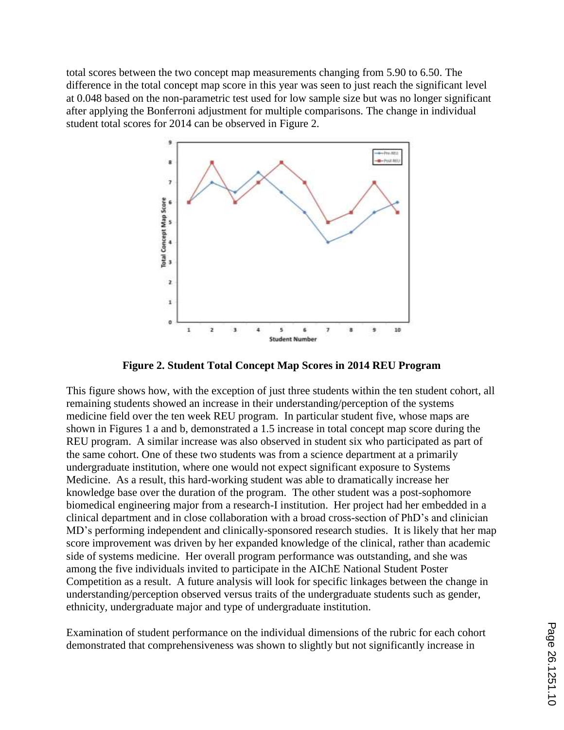total scores between the two concept map measurements changing from 5.90 to 6.50. The difference in the total concept map score in this year was seen to just reach the significant level at 0.048 based on the non-parametric test used for low sample size but was no longer significant after applying the Bonferroni adjustment for multiple comparisons. The change in individual student total scores for 2014 can be observed in Figure 2.

**Figure 2. Student Total Concept Map Scores in 2014 REU Program**

This figure shows how, with the exception of just three students within the ten student cohort, all remaining students showed an increase in their understanding/perception of the systems medicine field over the ten week REU program. In particular student five, whose maps are shown in Figures 1 a and b, demonstrated a 1.5 increase in total concept map score during the REU program. A similar increase was also observed in student six who participated as part of the same cohort. One of these two students was from a science department at a primarily undergraduate institution, where one would not expect significant exposure to Systems Medicine. As a result, this hard-working student was able to dramatically increase her knowledge base over the duration of the program. The other student was a post-sophomore biomedical engineering major from a research-I institution. Her project had her embedded in a clinical department and in close collaboration with a broad cross-section of PhD's and clinician MD's performing independent and clinically-sponsored research studies. It is likely that her map score improvement was driven by her expanded knowledge of the clinical, rather than academic side of systems medicine. Her overall program performance was outstanding, and she was among the five individuals invited to participate in the AIChE National Student Poster Competition as a result. A future analysis will look for specific linkages between the change in understanding/perception observed versus traits of the undergraduate students such as gender, ethnicity, undergraduate major and type of undergraduate institution.

Examination of student performance on the individual dimensions of the rubric for each cohort demonstrated that comprehensiveness was shown to slightly but not significantly increase in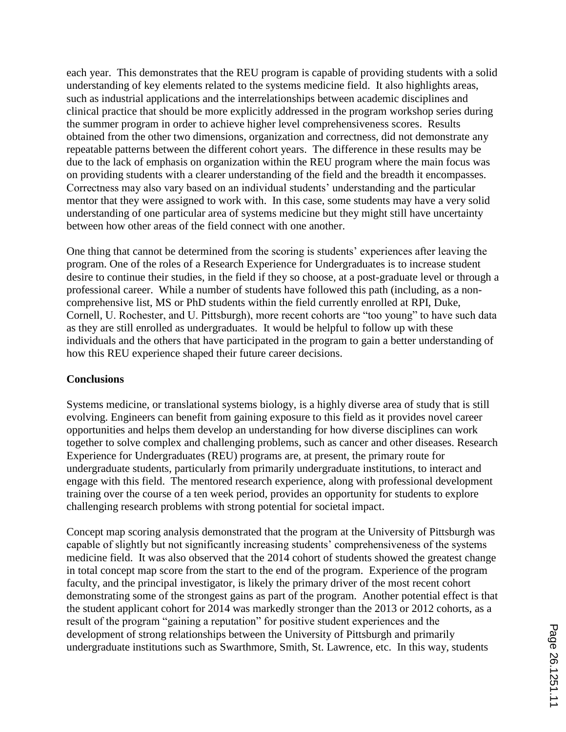each year. This demonstrates that the REU program is capable of providing students with a solid understanding of key elements related to the systems medicine field. It also highlights areas, such as industrial applications and the interrelationships between academic disciplines and clinical practice that should be more explicitly addressed in the program workshop series during the summer program in order to achieve higher level comprehensiveness scores. Results obtained from the other two dimensions, organization and correctness, did not demonstrate any repeatable patterns between the different cohort years. The difference in these results may be due to the lack of emphasis on organization within the REU program where the main focus was on providing students with a clearer understanding of the field and the breadth it encompasses. Correctness may also vary based on an individual students' understanding and the particular mentor that they were assigned to work with. In this case, some students may have a very solid understanding of one particular area of systems medicine but they might still have uncertainty between how other areas of the field connect with one another.

One thing that cannot be determined from the scoring is students' experiences after leaving the program. One of the roles of a Research Experience for Undergraduates is to increase student desire to continue their studies, in the field if they so choose, at a post-graduate level or through a professional career. While a number of students have followed this path (including, as a non-comprehensive list, MS or PhD students within the field currently enrolled at RPI, Duke, Cornell, U. Rochester, and U. Pittsburgh), more recent cohorts are "too young" to have such data as they are still enrolled as undergraduates. It would be helpful to follow up with these individuals and the others that have participated in the program to gain a better understanding of how this REU experience shaped their future career decisions.

## Conclusions

Systems medicine, or translational systems biology, is a highly diverse area of study that is still evolving. Engineers can benefit from gaining exposure to this field as it provides novel career opportunities and helps them develop an understanding for how diverse disciplines can work together to solve complex and challenging problems, such as cancer and other diseases. Research Experience for Undergraduates (REU) programs are, at present, the primary route for undergraduate students, particularly from primarily undergraduate institutions, to interact and engage with this field. The mentored research experience, along with professional development training over the course of a ten week period, provides an opportunity for students to explore challenging research problems with strong potential for societal impact.

Concept map scoring analysis demonstrated that the program at the University of Pittsburgh was capable of slightly but not significantly increasing students' comprehensiveness of the systems medicine field. It was also observed that the 2014 cohort of students showed the greatest change in total concept map score from the start to the end of the program. Experience of the program faculty, and the principal investigator, is likely the primary driver of the most recent cohort demonstrating some of the strongest gains as part of the program. Another potential effect is that the student applicant cohort for 2014 was markedly stronger than the 2013 or 2012 cohorts, as a result of the program "gaining a reputation" for positive student experiences and the development of strong relationships between the University of Pittsburgh and primarily undergraduate institutions such as Swarthmore, Smith, St. Lawrence, etc. In this way, students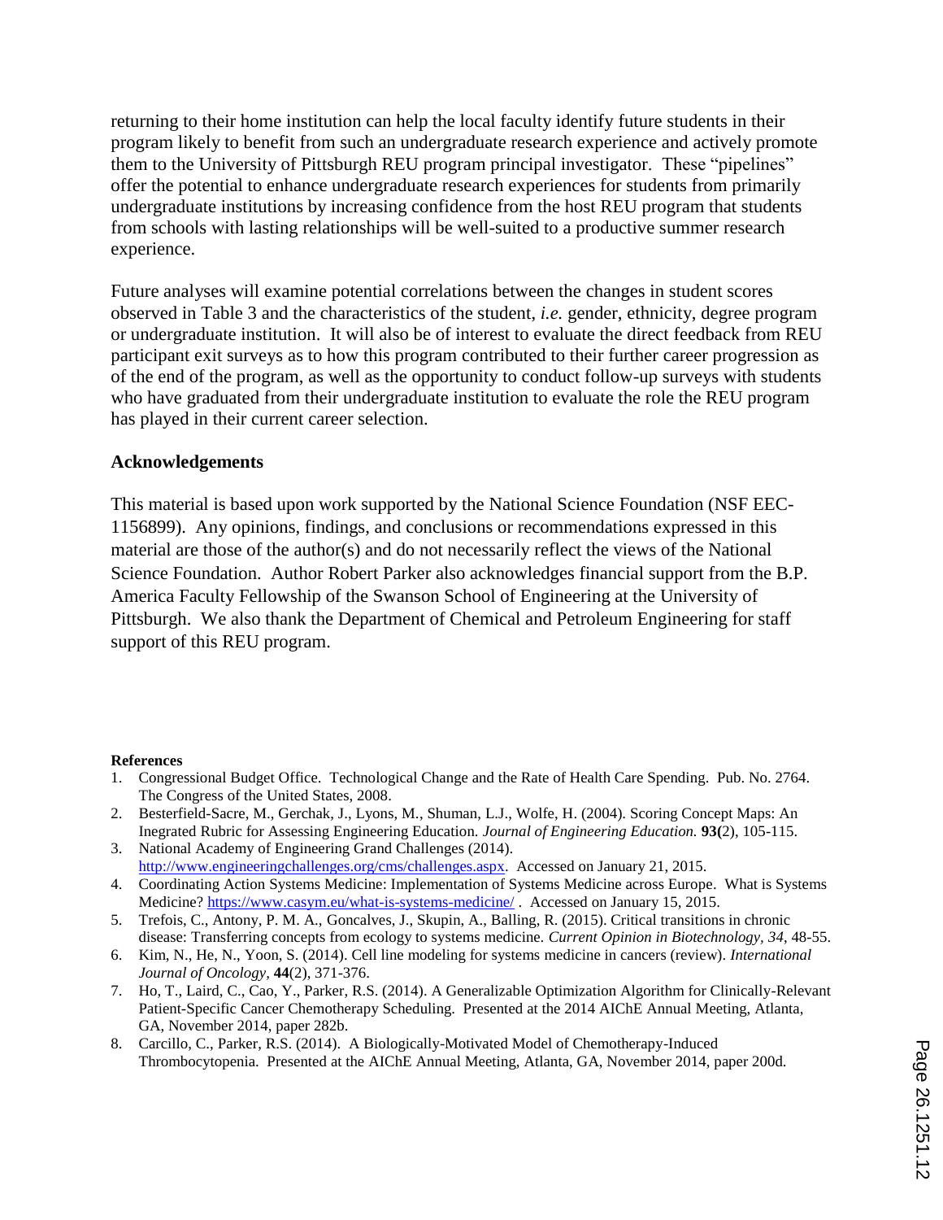returning to their home institution can help the local faculty identify future students in their program likely to benefit from such an undergraduate research experience and actively promote them to the University of Pittsburgh REU program principal investigator. These "pipelines" offer the potential to enhance undergraduate research experiences for students from primarily undergraduate institutions by increasing confidence from the host REU program that students from schools with lasting relationships will be well-suited to a productive summer research experience.

Future analyses will examine potential correlations between the changes in student scores observed in Table 3 and the characteristics of the student, *i.e.* gender, ethnicity, degree program or undergraduate institution. It will also be of interest to evaluate the direct feedback from REU participant exit surveys as to how this program contributed to their further career progression as of the end of the program, as well as the opportunity to conduct follow-up surveys with students who have graduated from their undergraduate institution to evaluate the role the REU program has played in their current career selection.

## Acknowledgements

This material is based upon work supported by the National Science Foundation (NSF EEC-1156899). Any opinions, findings, and conclusions or recommendations expressed in this material are those of the author(s) and do not necessarily reflect the views of the National Science Foundation. Author Robert Parker also acknowledges financial support from the B.P. America Faculty Fellowship of the Swanson School of Engineering at the University of Pittsburgh. We also thank the Department of Chemical and Petroleum Engineering for staff support of this REU program.

### References

1. Congressional Budget Office. Technological Change and the Rate of Health Care Spending. Pub. No. 2764. The Congress of the United States, 2008.
2. Besterfield-Sacre, M., Gerchak, J., Lyons, M., Shuman, L.J., Wolfe, H. (2004). Scoring Concept Maps: An Inegrated Rubric for Assessing Engineering Education. *Journal of Engineering Education.* **93(**2), 105-115.
3. National Academy of Engineering Grand Challenges (2014). http://www.engineeringchallenges.org/cms/challenges.aspx. Accessed on January 21, 2015.
4. Coordinating Action Systems Medicine: Implementation of Systems Medicine across Europe. What is Systems Medicine? https://www.casym.eu/what-is-systems-medicine/ . Accessed on January 15, 2015.
5. Trefois, C., Antony, P. M. A., Goncalves, J., Skupin, A., Balling, R. (2015). Critical transitions in chronic disease: Transferring concepts from ecology to systems medicine. *Current Opinion in Biotechnology, 34*, 48-55.
6. Kim, N., He, N., Yoon, S. (2014). Cell line modeling for systems medicine in cancers (review). *International Journal of Oncology*, **44**(2), 371-376.
7. Ho, T., Laird, C., Cao, Y., Parker, R.S. (2014). A Generalizable Optimization Algorithm for Clinically-Relevant Patient-Specific Cancer Chemotherapy Scheduling. Presented at the 2014 AIChE Annual Meeting, Atlanta, GA, November 2014, paper 282b.
8. Carcillo, C., Parker, R.S. (2014). A Biologically-Motivated Model of Chemotherapy-Induced Thrombocytopenia. Presented at the AIChE Annual Meeting, Atlanta, GA, November 2014, paper 200d.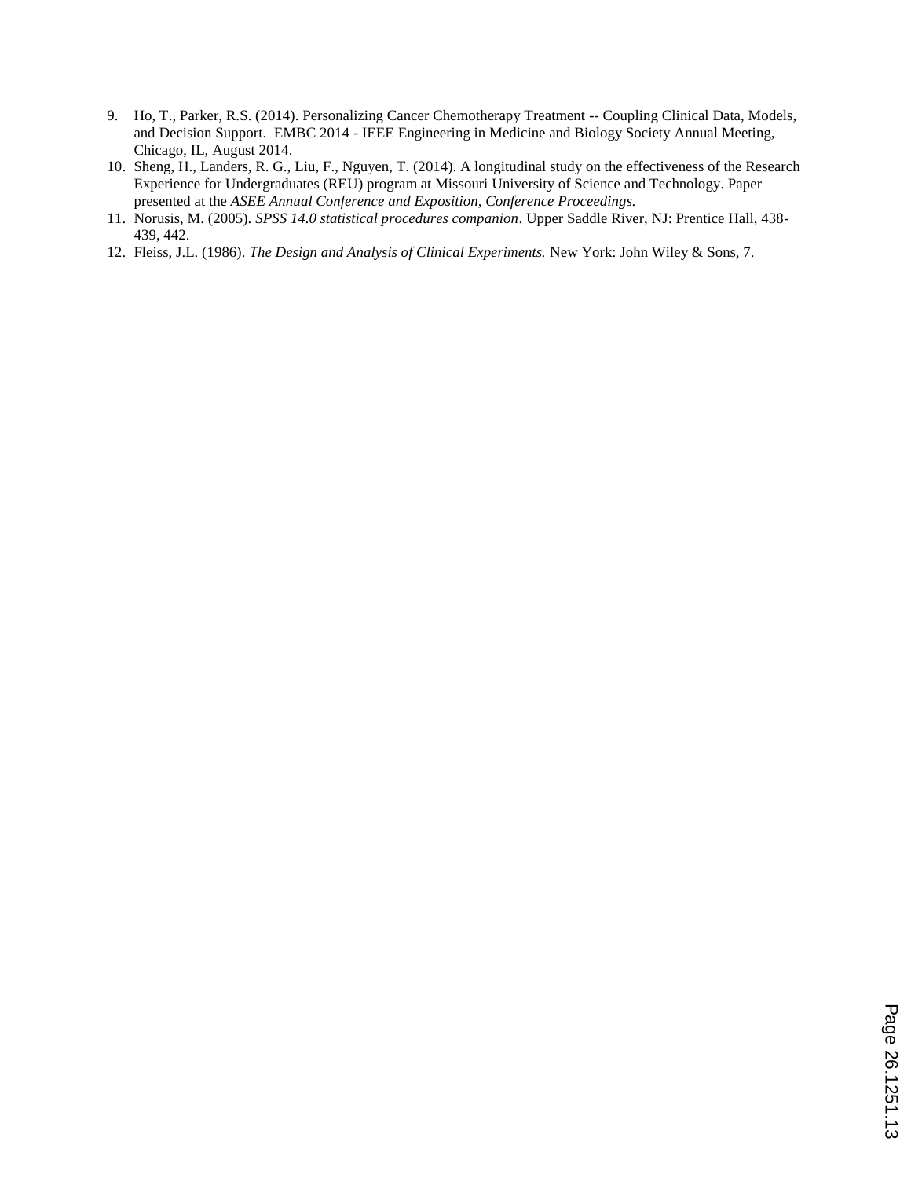9. Ho, T., Parker, R.S. (2014). Personalizing Cancer Chemotherapy Treatment -- Coupling Clinical Data, Models, and Decision Support. EMBC 2014 - IEEE Engineering in Medicine and Biology Society Annual Meeting, Chicago, IL, August 2014.
10. Sheng, H., Landers, R. G., Liu, F., Nguyen, T. (2014). A longitudinal study on the effectiveness of the Research Experience for Undergraduates (REU) program at Missouri University of Science and Technology. Paper presented at the *ASEE Annual Conference and Exposition, Conference Proceedings.*
11. Norusis, M. (2005). *SPSS 14.0 statistical procedures companion*. Upper Saddle River, NJ: Prentice Hall, 438-439, 442.
12. Fleiss, J.L. (1986). *The Design and Analysis of Clinical Experiments.* New York: John Wiley & Sons, 7.